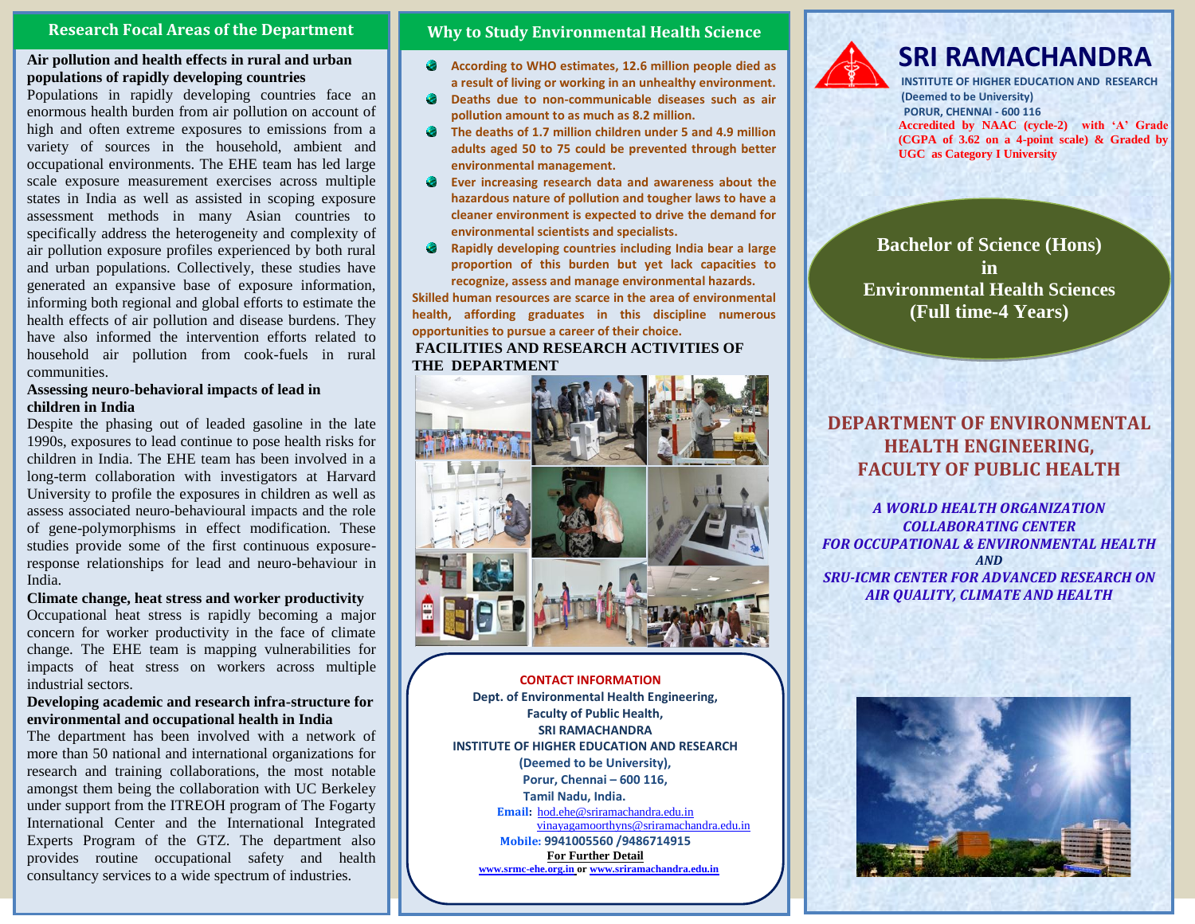## Research Focal Areas of the Department

**Air pollution and health effects in rural and urban populations of rapidly developing countries**

Populations in rapidly developing countries face an enormous health burden from air pollution on account of high and often extreme exposures to emissions from a variety of sources in the household, ambient and occupational environments. The EHE team has led large scale exposure measurement exercises across multiple states in India as well as assisted in scoping exposure assessment methods in many Asian countries to specifically address the heterogeneity and complexity of air pollution exposure profiles experienced by both rural and urban populations. Collectively, these studies have generated an expansive base of exposure information, informing both regional and global efforts to estimate the health effects of air pollution and disease burdens. They have also informed the intervention efforts related to household air pollution from cook-fuels in rural communities.

**Assessing neuro-behavioral impacts of lead in children in India**

Despite the phasing out of leaded gasoline in the late 1990s, exposures to lead continue to pose health risks for children in India. The EHE team has been involved in a long-term collaboration with investigators at Harvard University to profile the exposures in children as well as assess associated neuro-behavioural impacts and the role of gene-polymorphisms in effect modification. These studies provide some of the first continuous exposure-response relationships for lead and neuro-behaviour in India.

**Climate change, heat stress and worker productivity**

Occupational heat stress is rapidly becoming a major concern for worker productivity in the face of climate change. The EHE team is mapping vulnerabilities for impacts of heat stress on workers across multiple industrial sectors.

**Developing academic and research infra-structure for environmental and occupational health in India**

The department has been involved with a network of more than 50 national and international organizations for research and training collaborations, the most notable amongst them being the collaboration with UC Berkeley under support from the ITREOH program of The Fogarty International Center and the International Integrated Experts Program of the GTZ. The department also provides routine occupational safety and health consultancy services to a wide spectrum of industries.

## Why to Study Environmental Health Science

- **According to WHO estimates, 12.6 million people died as a result of living or working in an unhealthy environment.**
- **Deaths due to non-communicable diseases such as air pollution amount to as much as 8.2 million.**
- **The deaths of 1.7 million children under 5 and 4.9 million adults aged 50 to 75 could be prevented through better environmental management.**
- **Ever increasing research data and awareness about the hazardous nature of pollution and tougher laws to have a cleaner environment is expected to drive the demand for environmental scientists and specialists.**
- **Rapidly developing countries including India bear a large proportion of this burden but yet lack capacities to recognize, assess and manage environmental hazards.**

**Skilled human resources are scarce in the area of environmental health, affording graduates in this discipline numerous opportunities to pursue a career of their choice.**

**FACILITIES AND RESEARCH ACTIVITIES OF THE DEPARTMENT**

**CONTACT INFORMATION**

**Dept. of Environmental Health Engineering,**
**Faculty of Public Health,**
**SRI RAMACHANDRA**
**INSTITUTE OF HIGHER EDUCATION AND RESEARCH**
**(Deemed to be University),**
**Porur, Chennai – 600 116,**
**Tamil Nadu, India.**

**Email:** hod.ehe@sriramachandra.edu.in
vinayagamoorthyns@sriramachandra.edu.in

**Mobile:** 9941005560 /9486714915

**For Further Detail**
**www.srmc-ehe.org.in or www.sriramachandra.edu.in**

# SRI RAMACHANDRA

**INSTITUTE OF HIGHER EDUCATION AND RESEARCH**
**(Deemed to be University)**
**PORUR, CHENNAI - 600 116**

**Accredited by NAAC (cycle-2) with 'A' Grade (CGPA of 3.62 on a 4-point scale) & Graded by UGC as Category I University**

**Bachelor of Science (Hons)**
**in**
**Environmental Health Sciences**
**(Full time-4 Years)**

## DEPARTMENT OF ENVIRONMENTAL HEALTH ENGINEERING, FACULTY OF PUBLIC HEALTH

***A WORLD HEALTH ORGANIZATION COLLABORATING CENTER FOR OCCUPATIONAL & ENVIRONMENTAL HEALTH***
***AND***
***SRU-ICMR CENTER FOR ADVANCED RESEARCH ON AIR QUALITY, CLIMATE AND HEALTH***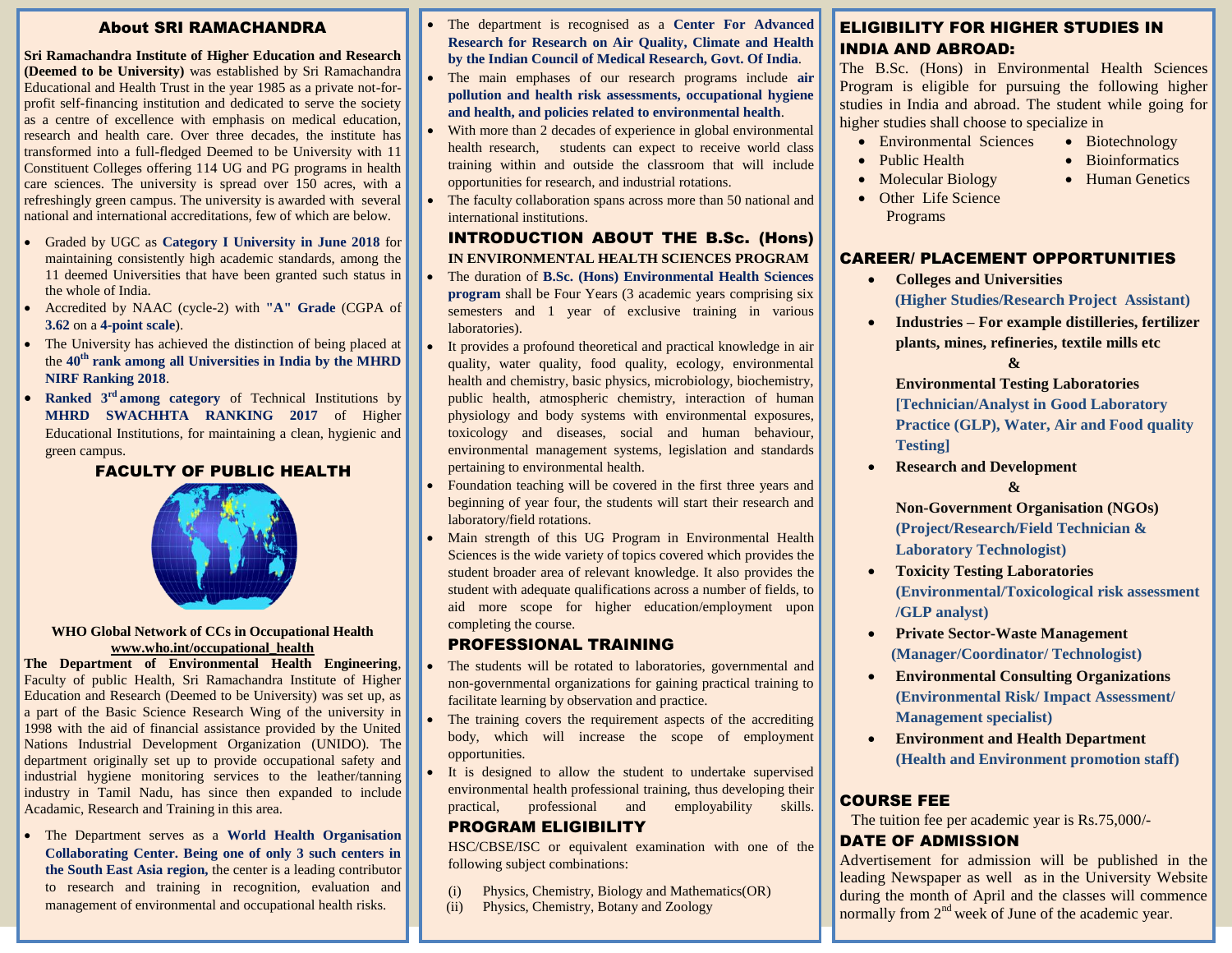## About SRI RAMACHANDRA

**Sri Ramachandra Institute of Higher Education and Research (Deemed to be University)** was established by Sri Ramachandra Educational and Health Trust in the year 1985 as a private not-for-profit self-financing institution and dedicated to serve the society as a centre of excellence with emphasis on medical education, research and health care. Over three decades, the institute has transformed into a full-fledged Deemed to be University with 11 Constituent Colleges offering 114 UG and PG programs in health care sciences. The university is spread over 150 acres, with a refreshingly green campus. The university is awarded with several national and international accreditations, few of which are below.

- Graded by UGC as **Category I University in June 2018** for maintaining consistently high academic standards, among the 11 deemed Universities that have been granted such status in the whole of India.
- Accredited by NAAC (cycle-2) with **"A" Grade** (CGPA of **3.62** on a **4-point scale**).
- The University has achieved the distinction of being placed at the **40th rank among all Universities in India by the MHRD NIRF Ranking 2018**.
- **Ranked 3rd among category** of Technical Institutions by **MHRD SWACHHTA RANKING 2017** of Higher Educational Institutions, for maintaining a clean, hygienic and green campus.

## FACULTY OF PUBLIC HEALTH

**WHO Global Network of CCs in Occupational Health**
**www.who.int/occupational_health**

**The Department of Environmental Health Engineering**, Faculty of public Health, Sri Ramachandra Institute of Higher Education and Research (Deemed to be University) was set up, as a part of the Basic Science Research Wing of the university in 1998 with the aid of financial assistance provided by the United Nations Industrial Development Organization (UNIDO). The department originally set up to provide occupational safety and industrial hygiene monitoring services to the leather/tanning industry in Tamil Nadu, has since then expanded to include Acadamic, Research and Training in this area.

- The Department serves as a **World Health Organisation Collaborating Center. Being one of only 3 such centers in the South East Asia region,** the center is a leading contributor to research and training in recognition, evaluation and management of environmental and occupational health risks.
- The department is recognised as a **Center For Advanced Research for Research on Air Quality, Climate and Health by the Indian Council of Medical Research, Govt. Of India**.
- The main emphases of our research programs include **air pollution and health risk assessments, occupational hygiene and health, and policies related to environmental health**.
- With more than 2 decades of experience in global environmental health research, students can expect to receive world class training within and outside the classroom that will include opportunities for research, and industrial rotations.
- The faculty collaboration spans across more than 50 national and international institutions.

## INTRODUCTION ABOUT THE B.Sc. (Hons) IN ENVIRONMENTAL HEALTH SCIENCES PROGRAM

- The duration of **B.Sc. (Hons) Environmental Health Sciences program** shall be Four Years (3 academic years comprising six semesters and 1 year of exclusive training in various laboratories).
- It provides a profound theoretical and practical knowledge in air quality, water quality, food quality, ecology, environmental health and chemistry, basic physics, microbiology, biochemistry, public health, atmospheric chemistry, interaction of human physiology and body systems with environmental exposures, toxicology and diseases, social and human behaviour, environmental management systems, legislation and standards pertaining to environmental health.
- Foundation teaching will be covered in the first three years and beginning of year four, the students will start their research and laboratory/field rotations.
- Main strength of this UG Program in Environmental Health Sciences is the wide variety of topics covered which provides the student broader area of relevant knowledge. It also provides the student with adequate qualifications across a number of fields, to aid more scope for higher education/employment upon completing the course.

## PROFESSIONAL TRAINING

- The students will be rotated to laboratories, governmental and non-governmental organizations for gaining practical training to facilitate learning by observation and practice.
- The training covers the requirement aspects of the accrediting body, which will increase the scope of employment opportunities.
- It is designed to allow the student to undertake supervised environmental health professional training, thus developing their practical, professional and employability skills.

## PROGRAM ELIGIBILITY

HSC/CBSE/ISC or equivalent examination with one of the following subject combinations:

(i) Physics, Chemistry, Biology and Mathematics(OR)
(ii) Physics, Chemistry, Botany and Zoology

## ELIGIBILITY FOR HIGHER STUDIES IN INDIA AND ABROAD:

The B.Sc. (Hons) in Environmental Health Sciences Program is eligible for pursuing the following higher studies in India and abroad. The student while going for higher studies shall choose to specialize in

- Environmental Sciences
- Public Health
- Molecular Biology
- Other Life Science Programs
- Biotechnology
- Bioinformatics
- Human Genetics

## CAREER/ PLACEMENT OPPORTUNITIES

- **Colleges and Universities**
  **(Higher Studies/Research Project Assistant)**
- **Industries – For example distilleries, fertilizer plants, mines, refineries, textile mills etc**
  **&**
  **Environmental Testing Laboratories**
  **[Technician/Analyst in Good Laboratory Practice (GLP), Water, Air and Food quality Testing]**
- **Research and Development**
  **&**
  **Non-Government Organisation (NGOs)**
  **(Project/Research/Field Technician & Laboratory Technologist)**
- **Toxicity Testing Laboratories**
  **(Environmental/Toxicological risk assessment /GLP analyst)**
- **Private Sector-Waste Management**
  **(Manager/Coordinator/ Technologist)**
- **Environmental Consulting Organizations**
  **(Environmental Risk/ Impact Assessment/ Management specialist)**
- **Environment and Health Department**
  **(Health and Environment promotion staff)**

## COURSE FEE

The tuition fee per academic year is Rs.75,000/-

## DATE OF ADMISSION

Advertisement for admission will be published in the leading Newspaper as well as in the University Website during the month of April and the classes will commence normally from 2nd week of June of the academic year.